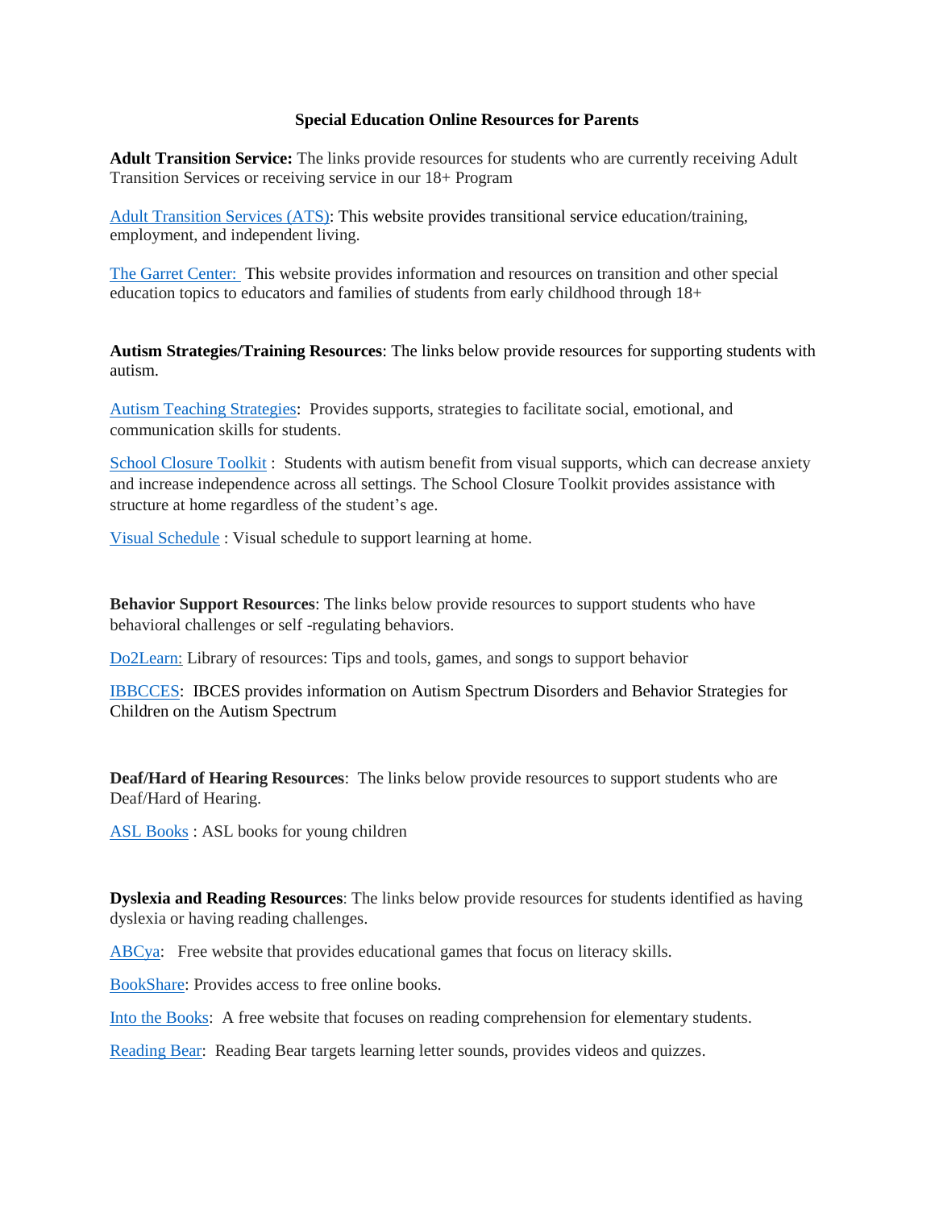# Special Education Online Resources for Parents

**Adult Transition Service:** The links provide resources for students who are currently receiving Adult Transition Services or receiving service in our 18+ Program

Adult Transition Services (ATS): This website provides transitional service education/training, employment, and independent living.

The Garret Center: This website provides information and resources on transition and other special education topics to educators and families of students from early childhood through 18+

**Autism Strategies/Training Resources**: The links below provide resources for supporting students with autism.

Autism Teaching Strategies: Provides supports, strategies to facilitate social, emotional, and communication skills for students.

School Closure Toolkit : Students with autism benefit from visual supports, which can decrease anxiety and increase independence across all settings. The School Closure Toolkit provides assistance with structure at home regardless of the student's age.

Visual Schedule : Visual schedule to support learning at home.

**Behavior Support Resources**: The links below provide resources to support students who have behavioral challenges or self -regulating behaviors.

Do2Learn: Library of resources: Tips and tools, games, and songs to support behavior

IBBCCES: IBCES provides information on Autism Spectrum Disorders and Behavior Strategies for Children on the Autism Spectrum

**Deaf/Hard of Hearing Resources**: The links below provide resources to support students who are Deaf/Hard of Hearing.

ASL Books : ASL books for young children

**Dyslexia and Reading Resources**: The links below provide resources for students identified as having dyslexia or having reading challenges.

ABCya: Free website that provides educational games that focus on literacy skills.

BookShare: Provides access to free online books.

Into the Books: A free website that focuses on reading comprehension for elementary students.

Reading Bear: Reading Bear targets learning letter sounds, provides videos and quizzes.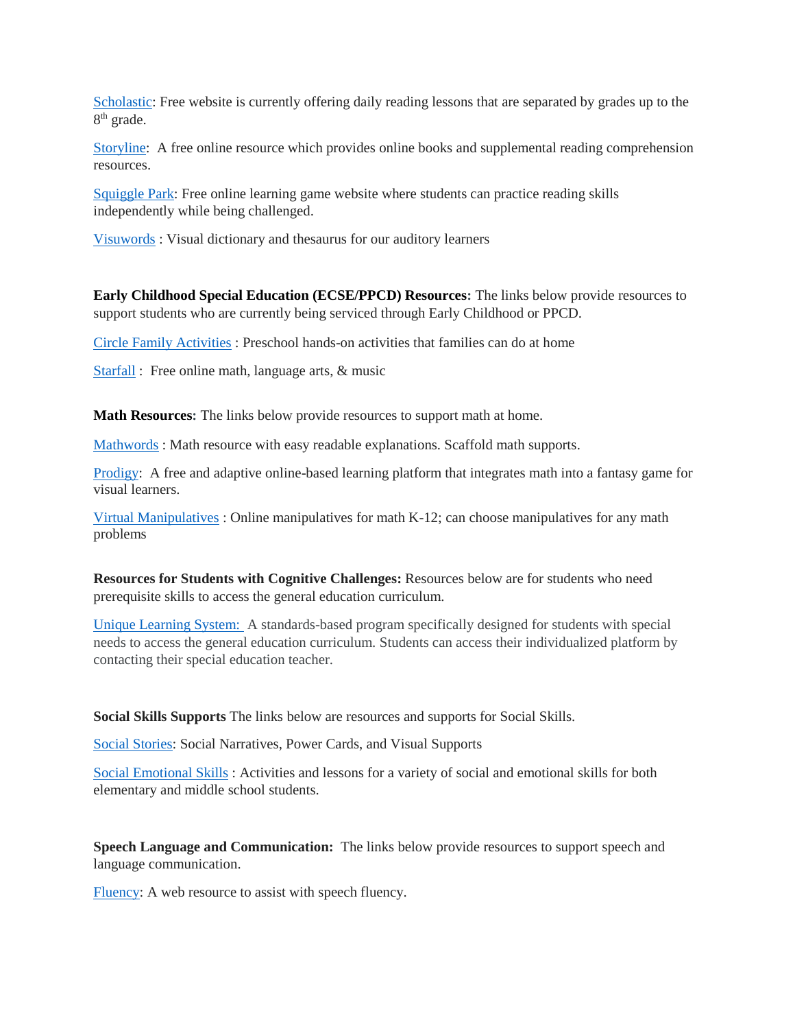Scholastic: Free website is currently offering daily reading lessons that are separated by grades up to the 8th grade.

Storyline: A free online resource which provides online books and supplemental reading comprehension resources.

Squiggle Park: Free online learning game website where students can practice reading skills independently while being challenged.

Visuwords : Visual dictionary and thesaurus for our auditory learners

**Early Childhood Special Education (ECSE/PPCD) Resources:** The links below provide resources to support students who are currently being serviced through Early Childhood or PPCD.

Circle Family Activities : Preschool hands-on activities that families can do at home

Starfall : Free online math, language arts, & music

**Math Resources:** The links below provide resources to support math at home.

Mathwords : Math resource with easy readable explanations. Scaffold math supports.

Prodigy: A free and adaptive online-based learning platform that integrates math into a fantasy game for visual learners.

Virtual Manipulatives : Online manipulatives for math K-12; can choose manipulatives for any math problems

**Resources for Students with Cognitive Challenges:** Resources below are for students who need prerequisite skills to access the general education curriculum.

Unique Learning System: A standards-based program specifically designed for students with special needs to access the general education curriculum. Students can access their individualized platform by contacting their special education teacher.

**Social Skills Supports** The links below are resources and supports for Social Skills.

Social Stories: Social Narratives, Power Cards, and Visual Supports

Social Emotional Skills : Activities and lessons for a variety of social and emotional skills for both elementary and middle school students.

**Speech Language and Communication:** The links below provide resources to support speech and language communication.

Fluency: A web resource to assist with speech fluency.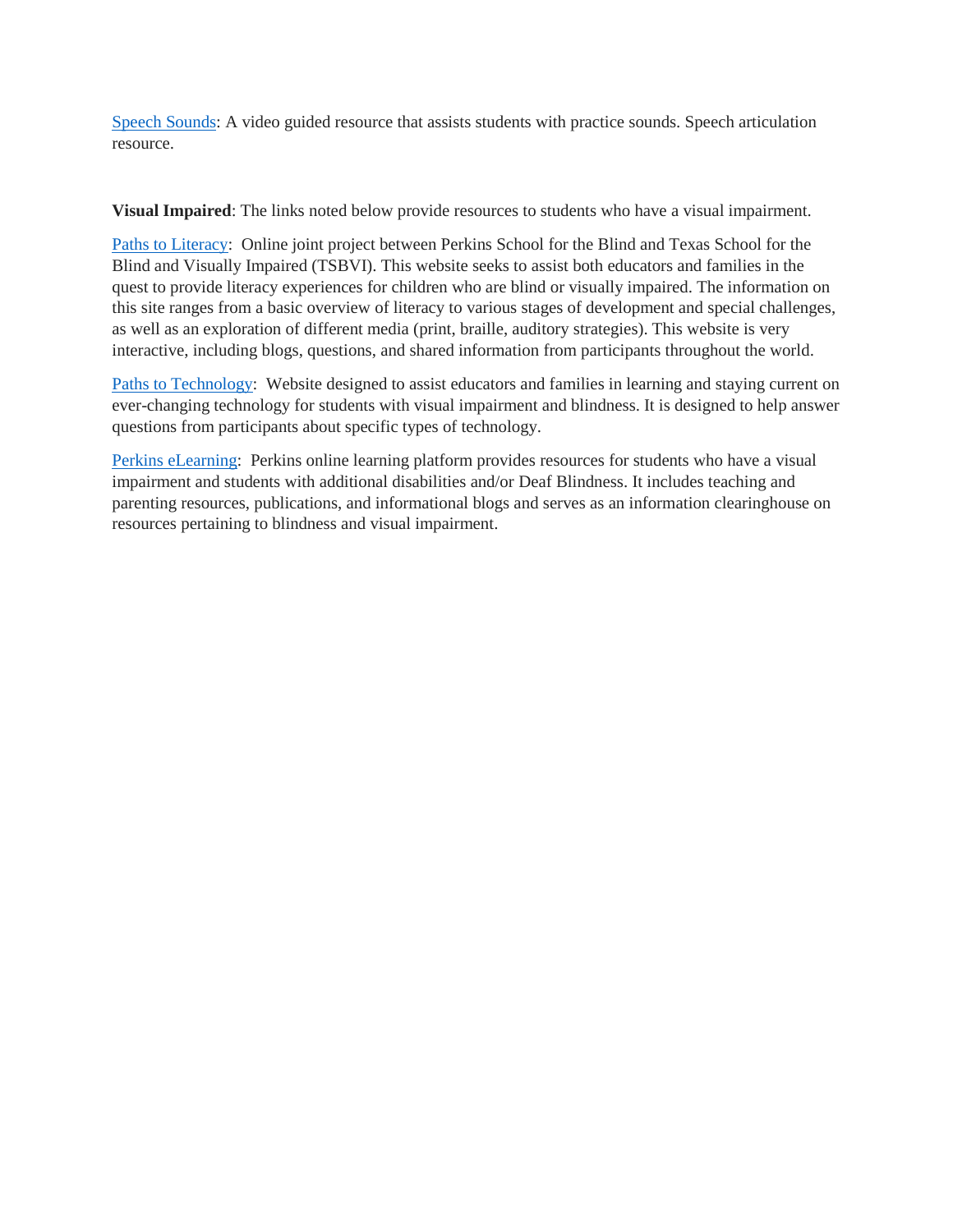Speech Sounds: A video guided resource that assists students with practice sounds. Speech articulation resource.

**Visual Impaired**: The links noted below provide resources to students who have a visual impairment.

Paths to Literacy: Online joint project between Perkins School for the Blind and Texas School for the Blind and Visually Impaired (TSBVI). This website seeks to assist both educators and families in the quest to provide literacy experiences for children who are blind or visually impaired. The information on this site ranges from a basic overview of literacy to various stages of development and special challenges, as well as an exploration of different media (print, braille, auditory strategies). This website is very interactive, including blogs, questions, and shared information from participants throughout the world.

Paths to Technology: Website designed to assist educators and families in learning and staying current on ever-changing technology for students with visual impairment and blindness. It is designed to help answer questions from participants about specific types of technology.

Perkins eLearning: Perkins online learning platform provides resources for students who have a visual impairment and students with additional disabilities and/or Deaf Blindness. It includes teaching and parenting resources, publications, and informational blogs and serves as an information clearinghouse on resources pertaining to blindness and visual impairment.